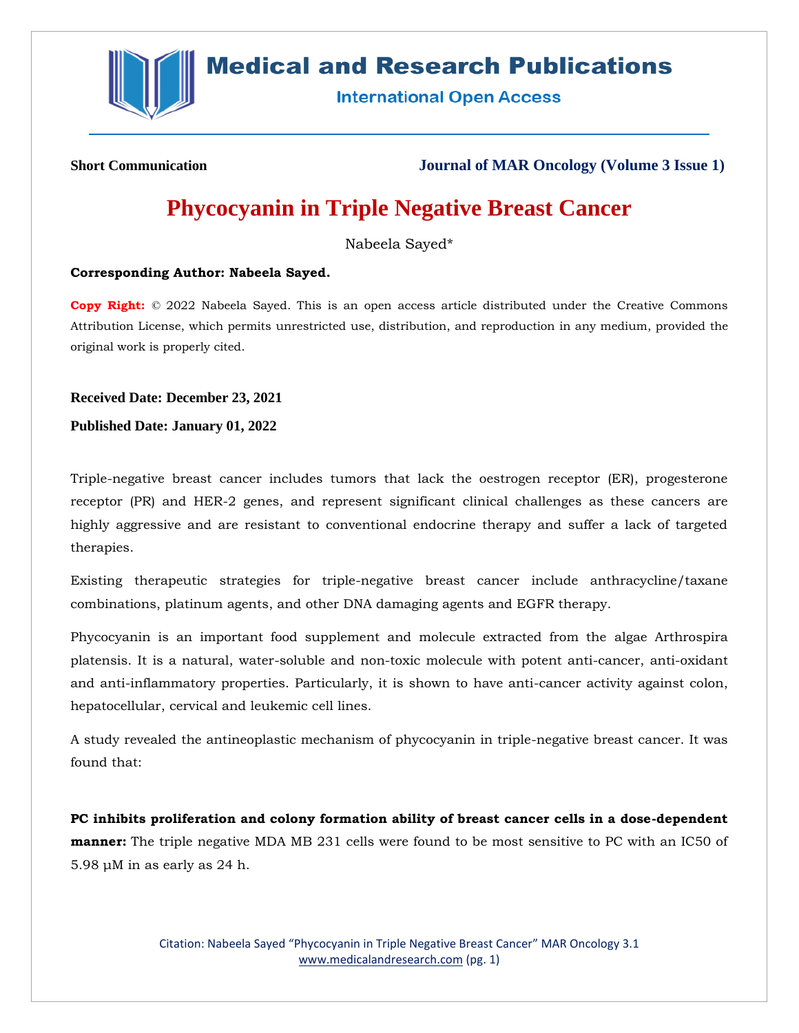Short Communication

Journal of MAR Oncology (Volume 3 Issue 1)

# Phycocyanin in Triple Negative Breast Cancer

Nabeela Sayed*

**Corresponding Author: Nabeela Sayed.**

**Copy Right:** © 2022 Nabeela Sayed. This is an open access article distributed under the Creative Commons Attribution License, which permits unrestricted use, distribution, and reproduction in any medium, provided the original work is properly cited.

**Received Date: December 23, 2021**

**Published Date: January 01, 2022**

Triple-negative breast cancer includes tumors that lack the oestrogen receptor (ER), progesterone receptor (PR) and HER-2 genes, and represent significant clinical challenges as these cancers are highly aggressive and are resistant to conventional endocrine therapy and suffer a lack of targeted therapies.

Existing therapeutic strategies for triple-negative breast cancer include anthracycline/taxane combinations, platinum agents, and other DNA damaging agents and EGFR therapy.

Phycocyanin is an important food supplement and molecule extracted from the algae Arthrospira platensis. It is a natural, water-soluble and non-toxic molecule with potent anti-cancer, anti-oxidant and anti-inflammatory properties. Particularly, it is shown to have anti-cancer activity against colon, hepatocellular, cervical and leukemic cell lines.

A study revealed the antineoplastic mechanism of phycocyanin in triple-negative breast cancer. It was found that:

**PC inhibits proliferation and colony formation ability of breast cancer cells in a dose-dependent manner:** The triple negative MDA MB 231 cells were found to be most sensitive to PC with an IC50 of 5.98 μM in as early as 24 h.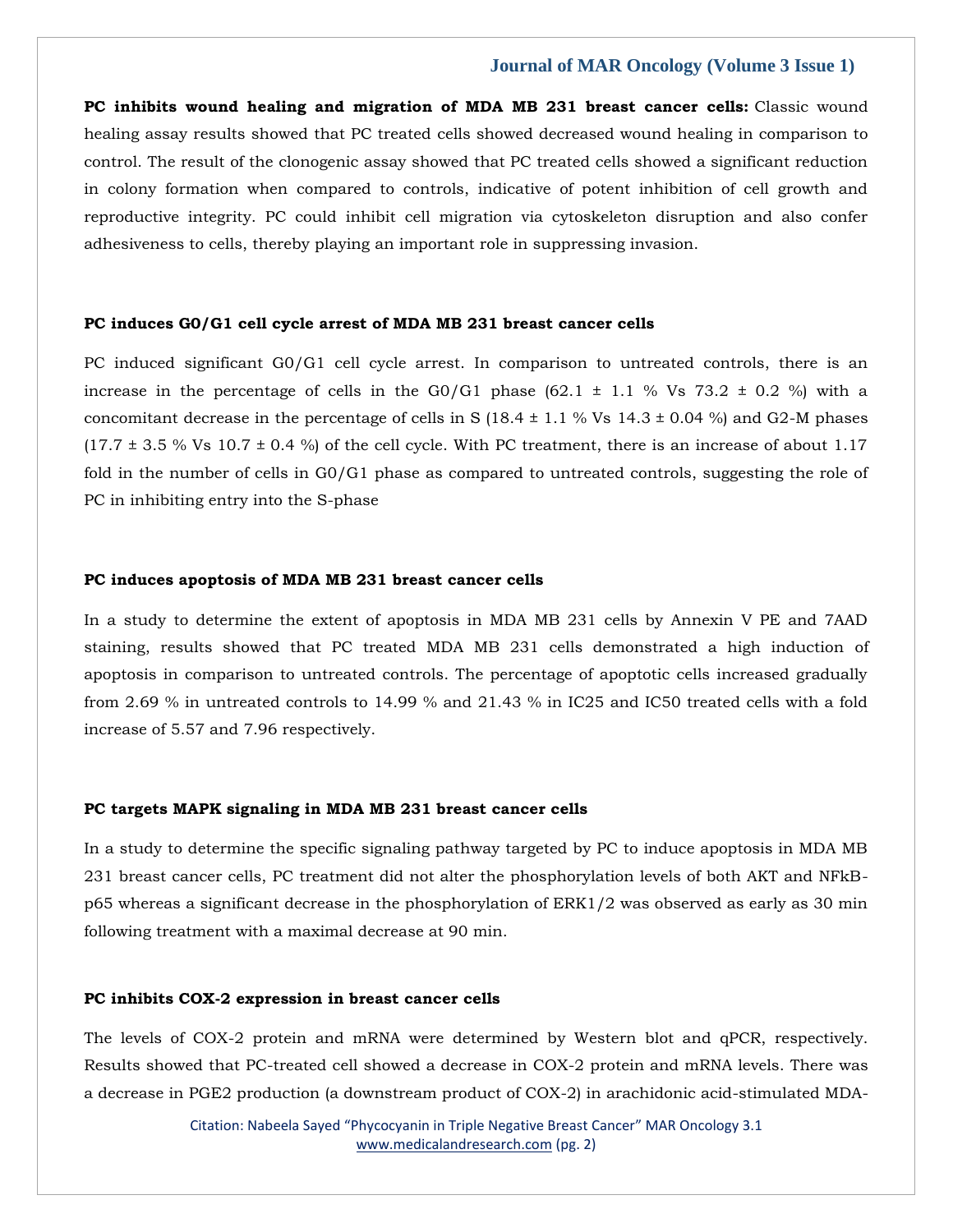**PC inhibits wound healing and migration of MDA MB 231 breast cancer cells:** Classic wound healing assay results showed that PC treated cells showed decreased wound healing in comparison to control. The result of the clonogenic assay showed that PC treated cells showed a significant reduction in colony formation when compared to controls, indicative of potent inhibition of cell growth and reproductive integrity. PC could inhibit cell migration via cytoskeleton disruption and also confer adhesiveness to cells, thereby playing an important role in suppressing invasion.

**PC induces G0/G1 cell cycle arrest of MDA MB 231 breast cancer cells**

PC induced significant G0/G1 cell cycle arrest. In comparison to untreated controls, there is an increase in the percentage of cells in the G0/G1 phase (62.1 ± 1.1 % Vs 73.2 ± 0.2 %) with a concomitant decrease in the percentage of cells in S (18.4 ± 1.1 % Vs 14.3 ± 0.04 %) and G2-M phases (17.7 ± 3.5 % Vs 10.7 ± 0.4 %) of the cell cycle. With PC treatment, there is an increase of about 1.17 fold in the number of cells in G0/G1 phase as compared to untreated controls, suggesting the role of PC in inhibiting entry into the S-phase

**PC induces apoptosis of MDA MB 231 breast cancer cells**

In a study to determine the extent of apoptosis in MDA MB 231 cells by Annexin V PE and 7AAD staining, results showed that PC treated MDA MB 231 cells demonstrated a high induction of apoptosis in comparison to untreated controls. The percentage of apoptotic cells increased gradually from 2.69 % in untreated controls to 14.99 % and 21.43 % in IC25 and IC50 treated cells with a fold increase of 5.57 and 7.96 respectively.

**PC targets MAPK signaling in MDA MB 231 breast cancer cells**

In a study to determine the specific signaling pathway targeted by PC to induce apoptosis in MDA MB 231 breast cancer cells, PC treatment did not alter the phosphorylation levels of both AKT and NFkB-p65 whereas a significant decrease in the phosphorylation of ERK1/2 was observed as early as 30 min following treatment with a maximal decrease at 90 min.

**PC inhibits COX-2 expression in breast cancer cells**

The levels of COX-2 protein and mRNA were determined by Western blot and qPCR, respectively. Results showed that PC-treated cell showed a decrease in COX-2 protein and mRNA levels. There was a decrease in PGE2 production (a downstream product of COX-2) in arachidonic acid-stimulated MDA-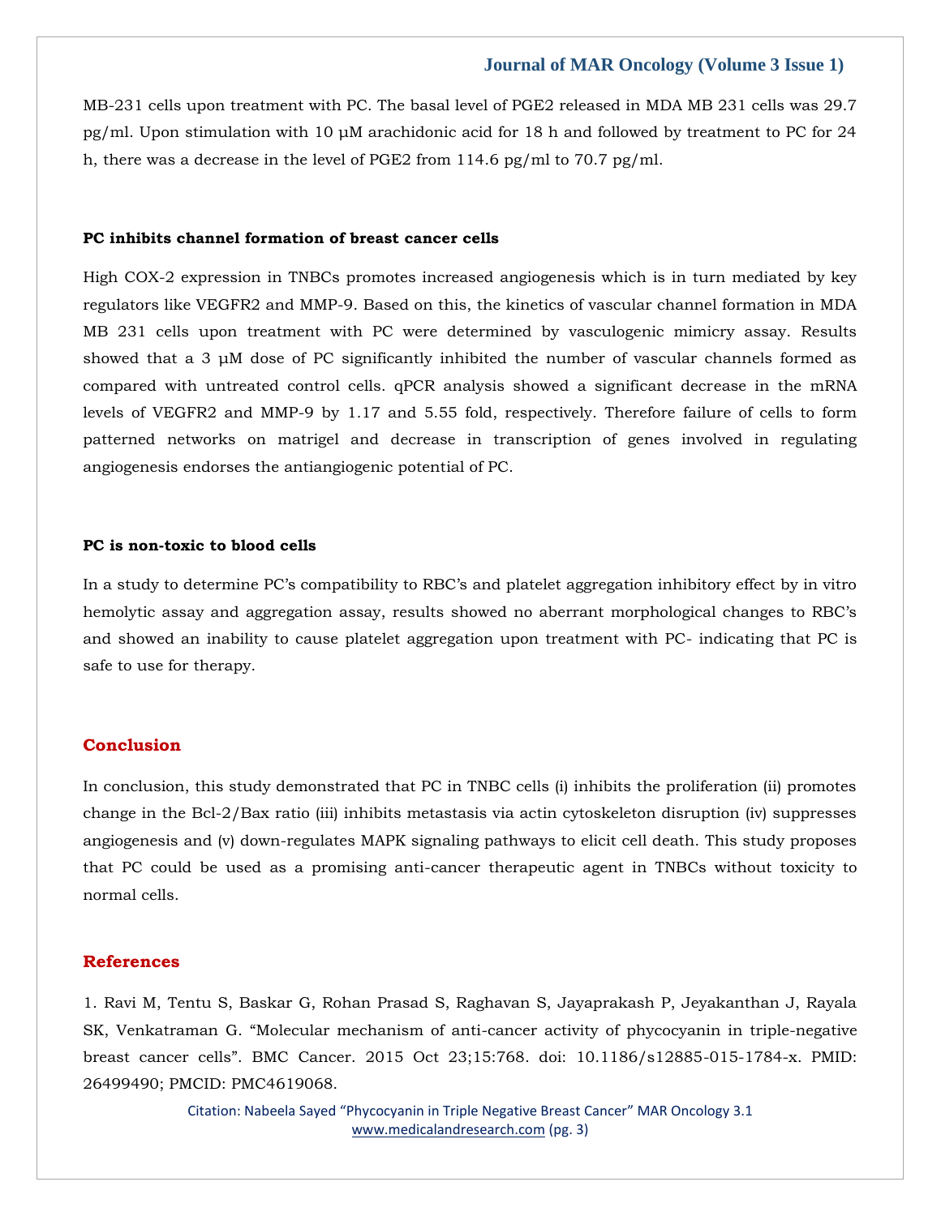MB-231 cells upon treatment with PC. The basal level of PGE2 released in MDA MB 231 cells was 29.7 pg/ml. Upon stimulation with 10 µM arachidonic acid for 18 h and followed by treatment to PC for 24 h, there was a decrease in the level of PGE2 from 114.6 pg/ml to 70.7 pg/ml.

**PC inhibits channel formation of breast cancer cells**

High COX-2 expression in TNBCs promotes increased angiogenesis which is in turn mediated by key regulators like VEGFR2 and MMP-9. Based on this, the kinetics of vascular channel formation in MDA MB 231 cells upon treatment with PC were determined by vasculogenic mimicry assay. Results showed that a 3 µM dose of PC significantly inhibited the number of vascular channels formed as compared with untreated control cells. qPCR analysis showed a significant decrease in the mRNA levels of VEGFR2 and MMP-9 by 1.17 and 5.55 fold, respectively. Therefore failure of cells to form patterned networks on matrigel and decrease in transcription of genes involved in regulating angiogenesis endorses the antiangiogenic potential of PC.

**PC is non-toxic to blood cells**

In a study to determine PC's compatibility to RBC's and platelet aggregation inhibitory effect by in vitro hemolytic assay and aggregation assay, results showed no aberrant morphological changes to RBC's and showed an inability to cause platelet aggregation upon treatment with PC- indicating that PC is safe to use for therapy.

## Conclusion

In conclusion, this study demonstrated that PC in TNBC cells (i) inhibits the proliferation (ii) promotes change in the Bcl-2/Bax ratio (iii) inhibits metastasis via actin cytoskeleton disruption (iv) suppresses angiogenesis and (v) down-regulates MAPK signaling pathways to elicit cell death. This study proposes that PC could be used as a promising anti-cancer therapeutic agent in TNBCs without toxicity to normal cells.

## References

1. Ravi M, Tentu S, Baskar G, Rohan Prasad S, Raghavan S, Jayaprakash P, Jeyakanthan J, Rayala SK, Venkatraman G. "Molecular mechanism of anti-cancer activity of phycocyanin in triple-negative breast cancer cells". BMC Cancer. 2015 Oct 23;15:768. doi: 10.1186/s12885-015-1784-x. PMID: 26499490; PMCID: PMC4619068.